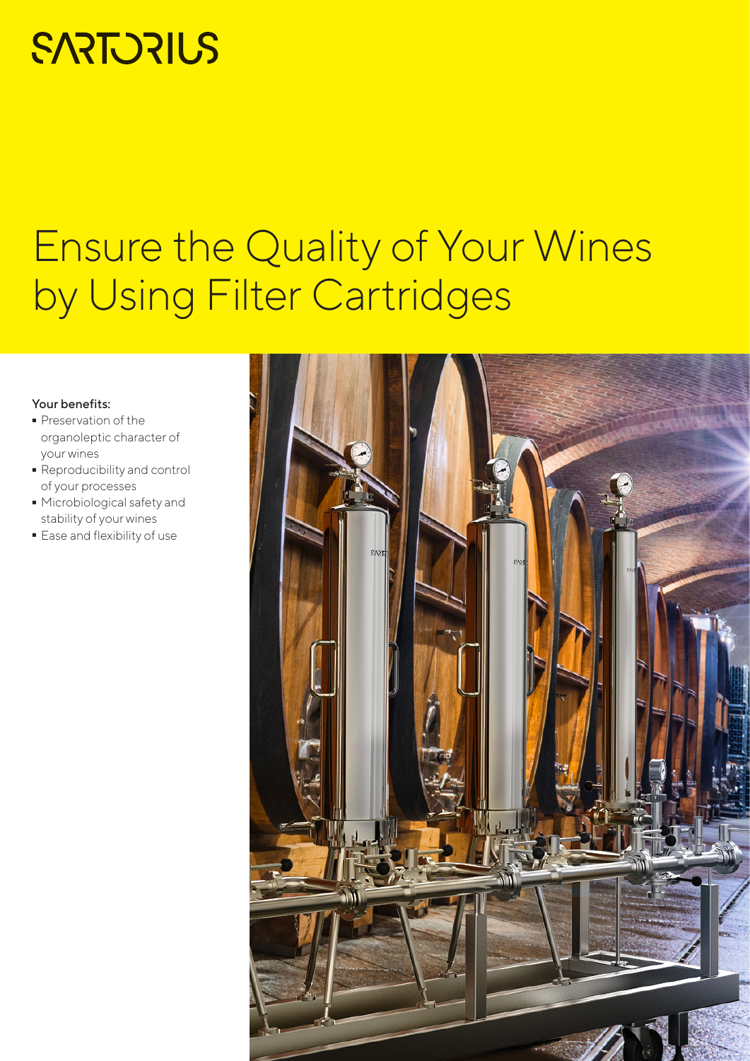SARTORIUS

# Ensure the Quality of Your Wines by Using Filter Cartridges

**Your benefits:**

- Preservation of the organoleptic character of your wines
- Reproducibility and control of your processes
- Microbiological safety and stability of your wines
- Ease and flexibility of use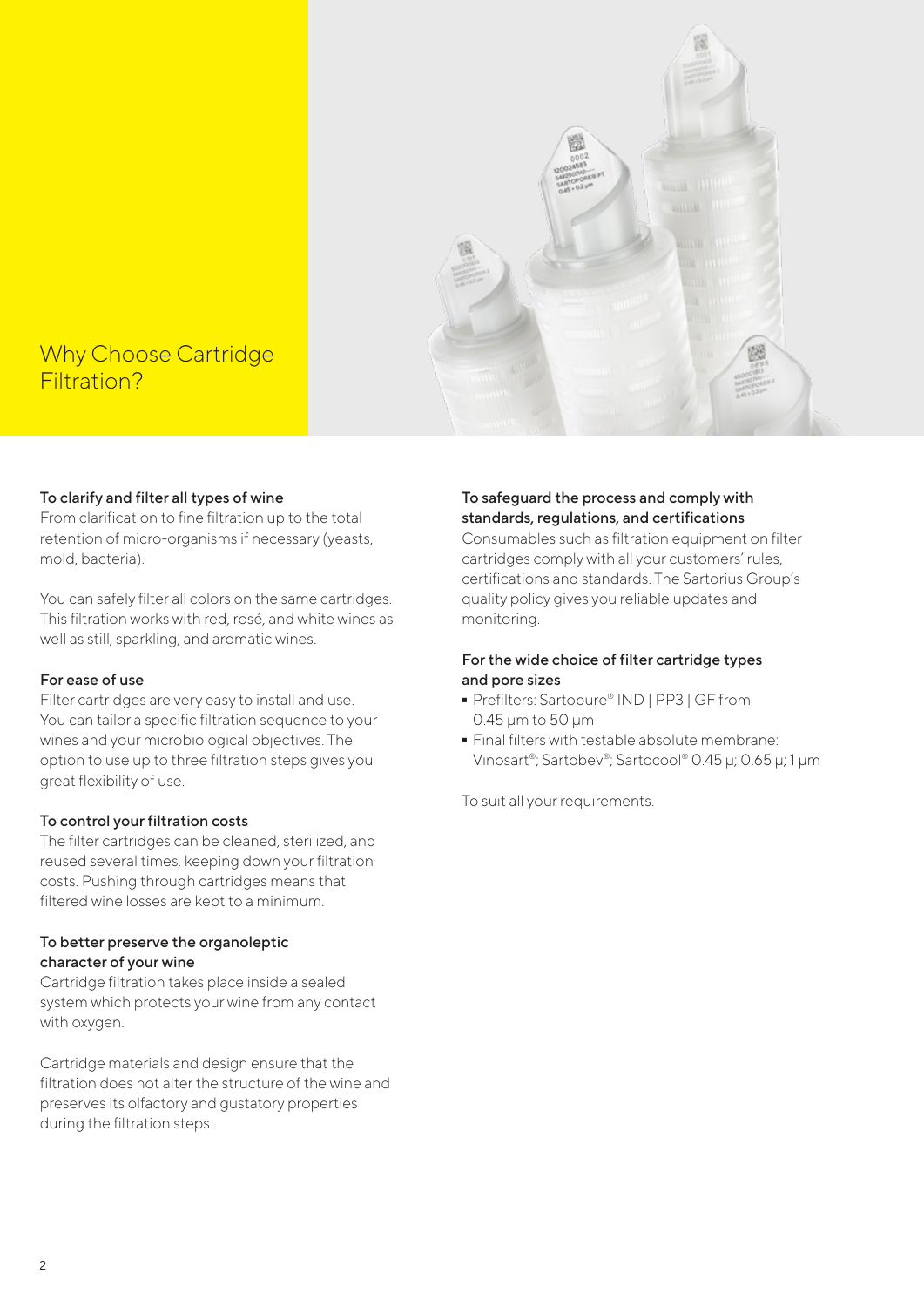# Why Choose Cartridge Filtration?

### To clarify and filter all types of wine

From clarification to fine filtration up to the total retention of micro-organisms if necessary (yeasts, mold, bacteria).

You can safely filter all colors on the same cartridges. This filtration works with red, rosé, and white wines as well as still, sparkling, and aromatic wines.

### For ease of use

Filter cartridges are very easy to install and use. You can tailor a specific filtration sequence to your wines and your microbiological objectives. The option to use up to three filtration steps gives you great flexibility of use.

### To control your filtration costs

The filter cartridges can be cleaned, sterilized, and reused several times, keeping down your filtration costs. Pushing through cartridges means that filtered wine losses are kept to a minimum.

### To better preserve the organoleptic character of your wine

Cartridge filtration takes place inside a sealed system which protects your wine from any contact with oxygen.

Cartridge materials and design ensure that the filtration does not alter the structure of the wine and preserves its olfactory and gustatory properties during the filtration steps.

### To safeguard the process and comply with standards, regulations, and certifications

Consumables such as filtration equipment on filter cartridges comply with all your customers' rules, certifications and standards. The Sartorius Group's quality policy gives you reliable updates and monitoring.

### For the wide choice of filter cartridge types and pore sizes

- Prefilters: Sartopure® IND | PP3 | GF from 0.45 µm to 50 µm
- Final filters with testable absolute membrane: Vinosart®; Sartobev®; Sartocool® 0.45 µ; 0.65 µ; 1 µm

To suit all your requirements.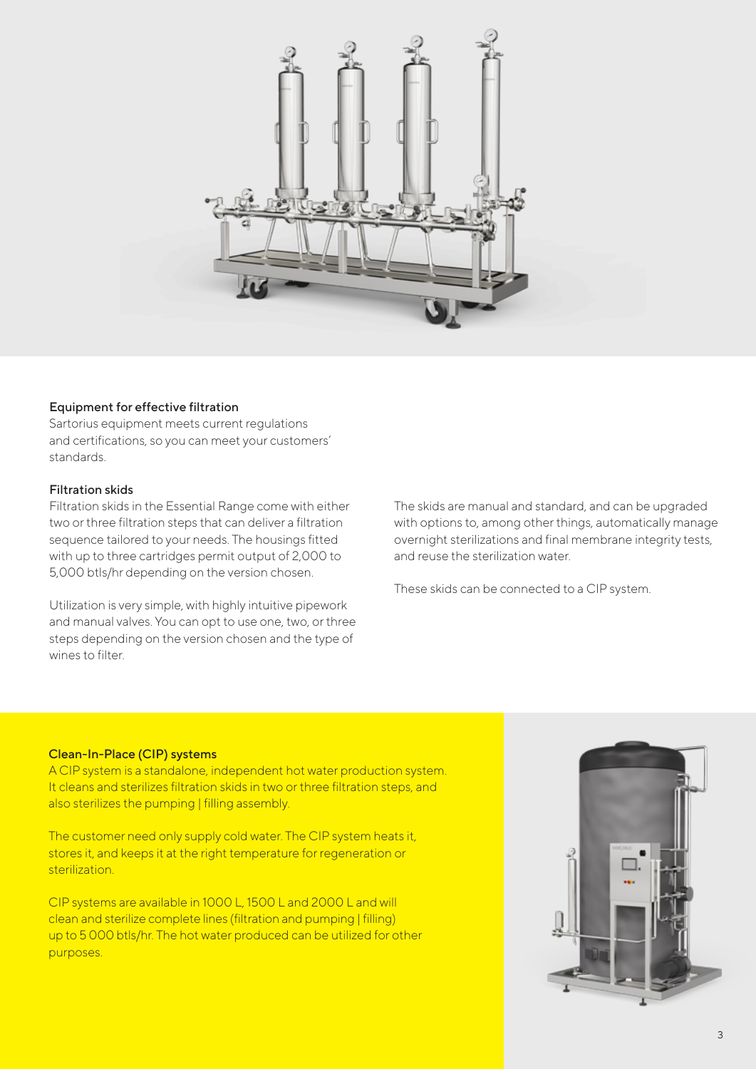### Equipment for effective filtration

Sartorius equipment meets current regulations and certifications, so you can meet your customers' standards.

### Filtration skids

Filtration skids in the Essential Range come with either two or three filtration steps that can deliver a filtration sequence tailored to your needs. The housings fitted with up to three cartridges permit output of 2,000 to 5,000 btls/hr depending on the version chosen.

Utilization is very simple, with highly intuitive pipework and manual valves. You can opt to use one, two, or three steps depending on the version chosen and the type of wines to filter.

The skids are manual and standard, and can be upgraded with options to, among other things, automatically manage overnight sterilizations and final membrane integrity tests, and reuse the sterilization water.

These skids can be connected to a CIP system.

### Clean-In-Place (CIP) systems

A CIP system is a standalone, independent hot water production system. It cleans and sterilizes filtration skids in two or three filtration steps, and also sterilizes the pumping | filling assembly.

The customer need only supply cold water. The CIP system heats it, stores it, and keeps it at the right temperature for regeneration or sterilization.

CIP systems are available in 1000 L, 1500 L and 2000 L and will clean and sterilize complete lines (filtration and pumping | filling) up to 5 000 btls/hr. The hot water produced can be utilized for other purposes.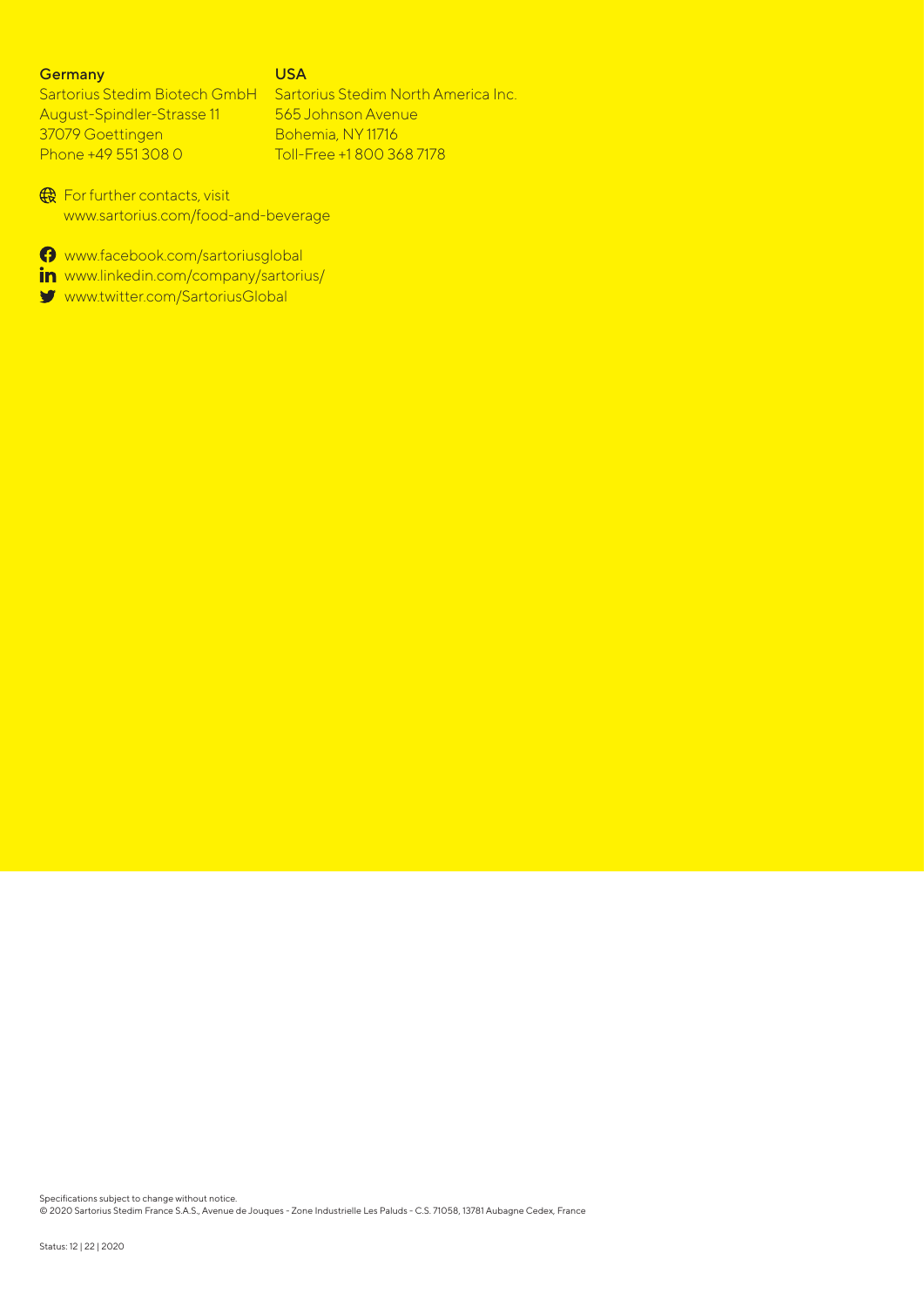**Germany**
Sartorius Stedim Biotech GmbH
August-Spindler-Strasse 11
37079 Goettingen
Phone +49 551 308 0

**USA**
Sartorius Stedim North America Inc.
565 Johnson Avenue
Bohemia, NY 11716
Toll-Free +1 800 368 7178

For further contacts, visit
www.sartorius.com/food-and-beverage

www.facebook.com/sartoriusglobal
www.linkedin.com/company/sartorius/
www.twitter.com/SartoriusGlobal

Specifications subject to change without notice.
© 2020 Sartorius Stedim France S.A.S., Avenue de Jouques - Zone Industrielle Les Paluds - C.S. 71058, 13781 Aubagne Cedex, France

Status: 12 | 22 | 2020